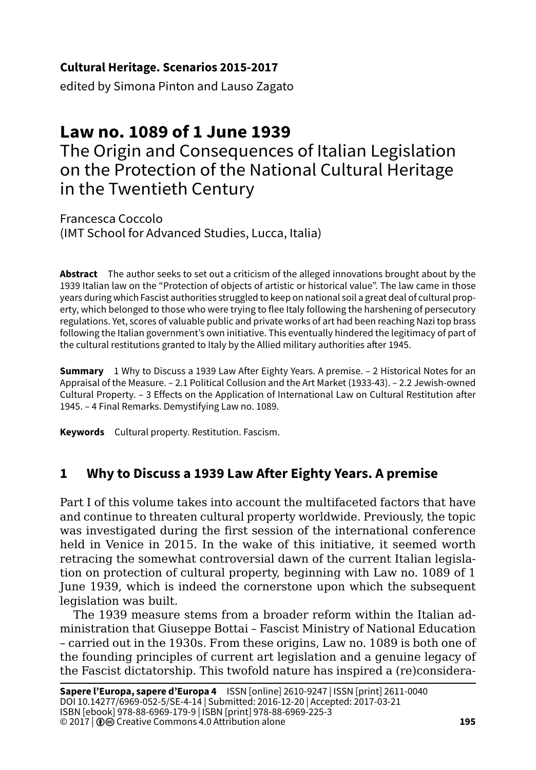**Cultural Heritage. Scenarios 2015-2017**
edited by Simona Pinton and Lauso Zagato

# Law no. 1089 of 1 June 1939

## The Origin and Consequences of Italian Legislation on the Protection of the National Cultural Heritage in the Twentieth Century

Francesca Coccolo
(IMT School for Advanced Studies, Lucca, Italia)

**Abstract** The author seeks to set out a criticism of the alleged innovations brought about by the 1939 Italian law on the "Protection of objects of artistic or historical value". The law came in those years during which Fascist authorities struggled to keep on national soil a great deal of cultural property, which belonged to those who were trying to flee Italy following the harshening of persecutory regulations. Yet, scores of valuable public and private works of art had been reaching Nazi top brass following the Italian government's own initiative. This eventually hindered the legitimacy of part of the cultural restitutions granted to Italy by the Allied military authorities after 1945.

**Summary** 1 Why to Discuss a 1939 Law After Eighty Years. A premise. – 2 Historical Notes for an Appraisal of the Measure. – 2.1 Political Collusion and the Art Market (1933-43). – 2.2 Jewish-owned Cultural Property. – 3 Effects on the Application of International Law on Cultural Restitution after 1945. – 4 Final Remarks. Demystifying Law no. 1089.

**Keywords** Cultural property. Restitution. Fascism.

## 1 Why to Discuss a 1939 Law After Eighty Years. A premise

Part I of this volume takes into account the multifaceted factors that have and continue to threaten cultural property worldwide. Previously, the topic was investigated during the first session of the international conference held in Venice in 2015. In the wake of this initiative, it seemed worth retracing the somewhat controversial dawn of the current Italian legislation on protection of cultural property, beginning with Law no. 1089 of 1 June 1939, which is indeed the cornerstone upon which the subsequent legislation was built.

The 1939 measure stems from a broader reform within the Italian administration that Giuseppe Bottai – Fascist Ministry of National Education – carried out in the 1930s. From these origins, Law no. 1089 is both one of the founding principles of current art legislation and a genuine legacy of the Fascist dictatorship. This twofold nature has inspired a (re)considera-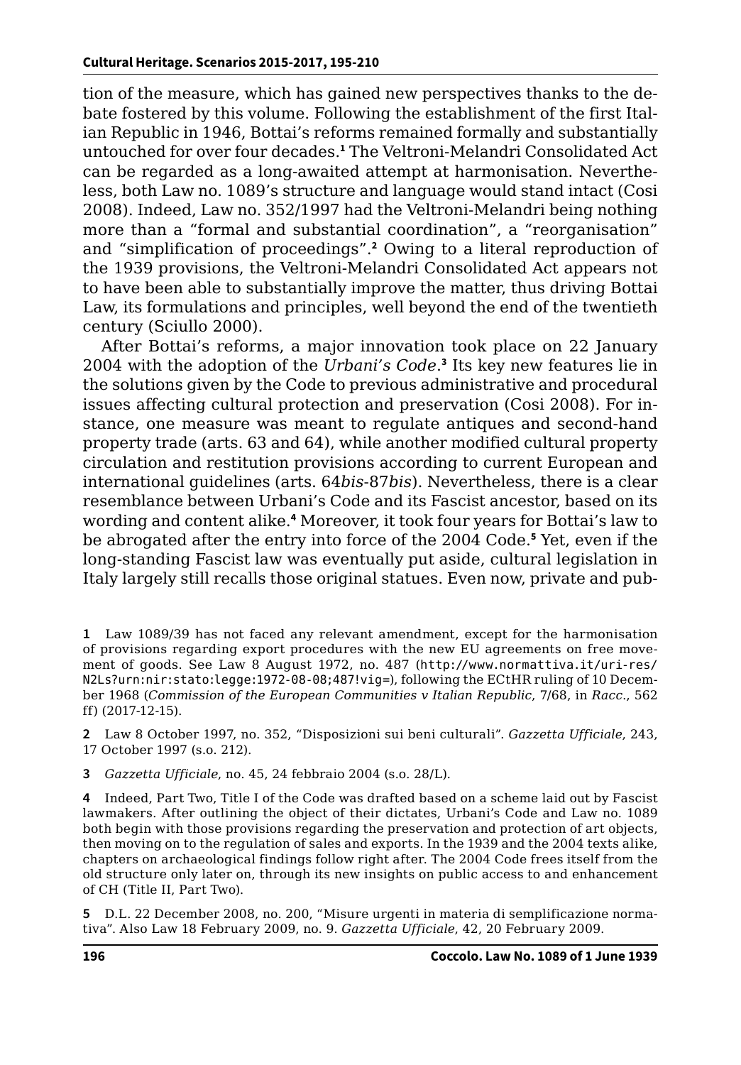tion of the measure, which has gained new perspectives thanks to the debate fostered by this volume. Following the establishment of the first Italian Republic in 1946, Bottai's reforms remained formally and substantially untouched for over four decades.[1] The Veltroni-Melandri Consolidated Act can be regarded as a long-awaited attempt at harmonisation. Nevertheless, both Law no. 1089's structure and language would stand intact (Cosi 2008). Indeed, Law no. 352/1997 had the Veltroni-Melandri being nothing more than a "formal and substantial coordination", a "reorganisation" and "simplification of proceedings".[2] Owing to a literal reproduction of the 1939 provisions, the Veltroni-Melandri Consolidated Act appears not to have been able to substantially improve the matter, thus driving Bottai Law, its formulations and principles, well beyond the end of the twentieth century (Sciullo 2000).

After Bottai's reforms, a major innovation took place on 22 January 2004 with the adoption of the *Urbani's Code*.[3] Its key new features lie in the solutions given by the Code to previous administrative and procedural issues affecting cultural protection and preservation (Cosi 2008). For instance, one measure was meant to regulate antiques and second-hand property trade (arts. 63 and 64), while another modified cultural property circulation and restitution provisions according to current European and international guidelines (arts. 64*bis*-87*bis*). Nevertheless, there is a clear resemblance between Urbani's Code and its Fascist ancestor, based on its wording and content alike.[4] Moreover, it took four years for Bottai's law to be abrogated after the entry into force of the 2004 Code.[5] Yet, even if the long-standing Fascist law was eventually put aside, cultural legislation in Italy largely still recalls those original statues. Even now, private and pub-

---

[1] Law 1089/39 has not faced any relevant amendment, except for the harmonisation of provisions regarding export procedures with the new EU agreements on free movement of goods. See Law 8 August 1972, no. 487 (http://www.normattiva.it/uri-res/N2Ls?urn:nir:stato:legge:1972-08-08;487!vig=), following the ECtHR ruling of 10 December 1968 (*Commission of the European Communities v Italian Republic*, 7/68, in *Racc.*, 562 ff) (2017-12-15).

[2] Law 8 October 1997, no. 352, "Disposizioni sui beni culturali". *Gazzetta Ufficiale*, 243, 17 October 1997 (s.o. 212).

[3] *Gazzetta Ufficiale*, no. 45, 24 febbraio 2004 (s.o. 28/L).

[4] Indeed, Part Two, Title I of the Code was drafted based on a scheme laid out by Fascist lawmakers. After outlining the object of their dictates, Urbani's Code and Law no. 1089 both begin with those provisions regarding the preservation and protection of art objects, then moving on to the regulation of sales and exports. In the 1939 and the 2004 texts alike, chapters on archaeological findings follow right after. The 2004 Code frees itself from the old structure only later on, through its new insights on public access to and enhancement of CH (Title II, Part Two).

[5] D.L. 22 December 2008, no. 200, "Misure urgenti in materia di semplificazione normativa". Also Law 18 February 2009, no. 9. *Gazzetta Ufficiale*, 42, 20 February 2009.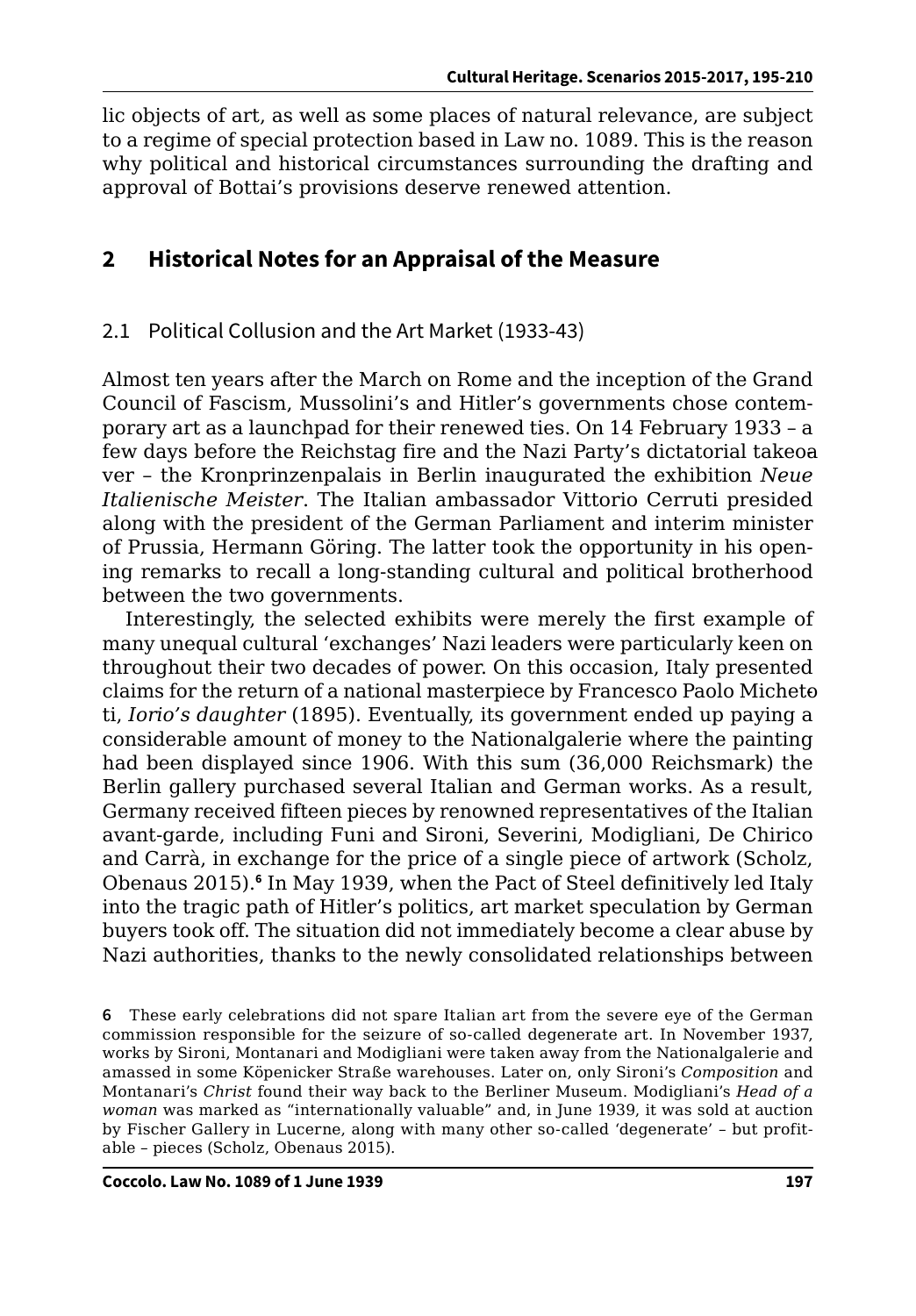lic objects of art, as well as some places of natural relevance, are subject to a regime of special protection based in Law no. 1089. This is the reason why political and historical circumstances surrounding the drafting and approval of Bottai's provisions deserve renewed attention.

## 2 Historical Notes for an Appraisal of the Measure

### 2.1 Political Collusion and the Art Market (1933-43)

Almost ten years after the March on Rome and the inception of the Grand Council of Fascism, Mussolini's and Hitler's governments chose contemporary art as a launchpad for their renewed ties. On 14 February 1933 – a few days before the Reichstag fire and the Nazi Party's dictatorial takeover – the Kronprinzenpalais in Berlin inaugurated the exhibition *Neue Italienische Meister*. The Italian ambassador Vittorio Cerruti presided along with the president of the German Parliament and interim minister of Prussia, Hermann Göring. The latter took the opportunity in his opening remarks to recall a long-standing cultural and political brotherhood between the two governments.

Interestingly, the selected exhibits were merely the first example of many unequal cultural 'exchanges' Nazi leaders were particularly keen on throughout their two decades of power. On this occasion, Italy presented claims for the return of a national masterpiece by Francesco Paolo Michetti, *Iorio's daughter* (1895). Eventually, its government ended up paying a considerable amount of money to the Nationalgalerie where the painting had been displayed since 1906. With this sum (36,000 Reichsmark) the Berlin gallery purchased several Italian and German works. As a result, Germany received fifteen pieces by renowned representatives of the Italian avant-garde, including Funi and Sironi, Severini, Modigliani, De Chirico and Carrà, in exchange for the price of a single piece of artwork (Scholz, Obenaus 2015).[6] In May 1939, when the Pact of Steel definitively led Italy into the tragic path of Hitler's politics, art market speculation by German buyers took off. The situation did not immediately become a clear abuse by Nazi authorities, thanks to the newly consolidated relationships between

6 These early celebrations did not spare Italian art from the severe eye of the German commission responsible for the seizure of so-called degenerate art. In November 1937, works by Sironi, Montanari and Modigliani were taken away from the Nationalgalerie and amassed in some Köpenicker Straße warehouses. Later on, only Sironi's *Composition* and Montanari's *Christ* found their way back to the Berliner Museum. Modigliani's *Head of a woman* was marked as "internationally valuable" and, in June 1939, it was sold at auction by Fischer Gallery in Lucerne, along with many other so-called 'degenerate' – but profitable – pieces (Scholz, Obenaus 2015).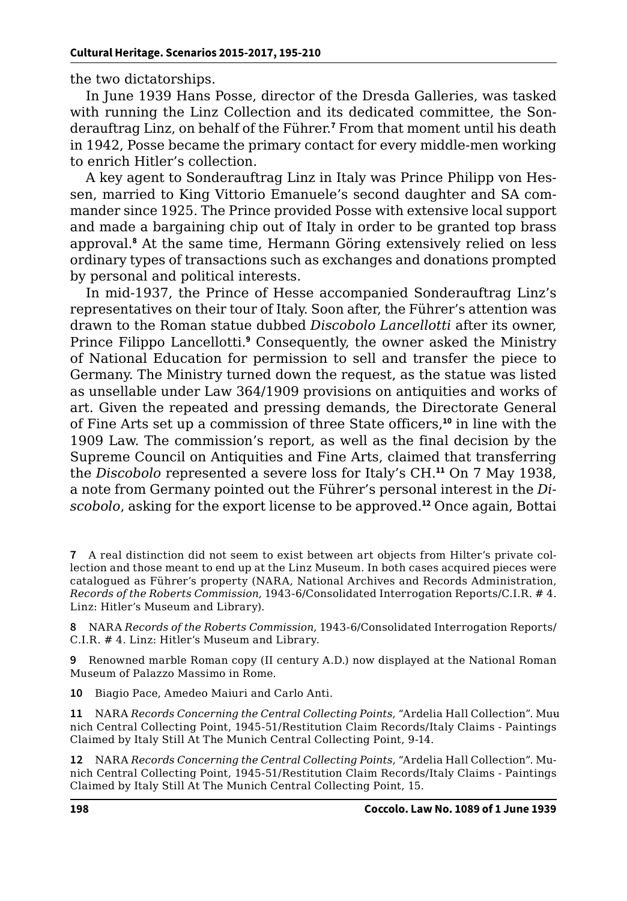the two dictatorships.

In June 1939 Hans Posse, director of the Dresda Galleries, was tasked with running the Linz Collection and its dedicated committee, the Sonderauftrag Linz, on behalf of the Führer.[7] From that moment until his death in 1942, Posse became the primary contact for every middle-men working to enrich Hitler's collection.

A key agent to Sonderauftrag Linz in Italy was Prince Philipp von Hessen, married to King Vittorio Emanuele's second daughter and SA commander since 1925. The Prince provided Posse with extensive local support and made a bargaining chip out of Italy in order to be granted top brass approval.[8] At the same time, Hermann Göring extensively relied on less ordinary types of transactions such as exchanges and donations prompted by personal and political interests.

In mid-1937, the Prince of Hesse accompanied Sonderauftrag Linz's representatives on their tour of Italy. Soon after, the Führer's attention was drawn to the Roman statue dubbed *Discobolo Lancellotti* after its owner, Prince Filippo Lancellotti.[9] Consequently, the owner asked the Ministry of National Education for permission to sell and transfer the piece to Germany. The Ministry turned down the request, as the statue was listed as unsellable under Law 364/1909 provisions on antiquities and works of art. Given the repeated and pressing demands, the Directorate General of Fine Arts set up a commission of three State officers,[10] in line with the 1909 Law. The commission's report, as well as the final decision by the Supreme Council on Antiquities and Fine Arts, claimed that transferring the *Discobolo* represented a severe loss for Italy's CH.[11] On 7 May 1938, a note from Germany pointed out the Führer's personal interest in the *Discobolo*, asking for the export license to be approved.[12] Once again, Bottai

7 A real distinction did not seem to exist between art objects from Hilter's private collection and those meant to end up at the Linz Museum. In both cases acquired pieces were catalogued as Führer's property (NARA, National Archives and Records Administration, *Records of the Roberts Commission*, 1943-6/Consolidated Interrogation Reports/C.I.R. # 4. Linz: Hitler's Museum and Library).

8 NARA *Records of the Roberts Commission*, 1943-6/Consolidated Interrogation Reports/C.I.R. # 4. Linz: Hitler's Museum and Library.

9 Renowned marble Roman copy (II century A.D.) now displayed at the National Roman Museum of Palazzo Massimo in Rome.

10 Biagio Pace, Amedeo Maiuri and Carlo Anti.

11 NARA *Records Concerning the Central Collecting Points*, "Ardelia Hall Collection". Munich Central Collecting Point, 1945-51/Restitution Claim Records/Italy Claims - Paintings Claimed by Italy Still At The Munich Central Collecting Point, 9-14.

12 NARA *Records Concerning the Central Collecting Points*, "Ardelia Hall Collection". Munich Central Collecting Point, 1945-51/Restitution Claim Records/Italy Claims - Paintings Claimed by Italy Still At The Munich Central Collecting Point, 15.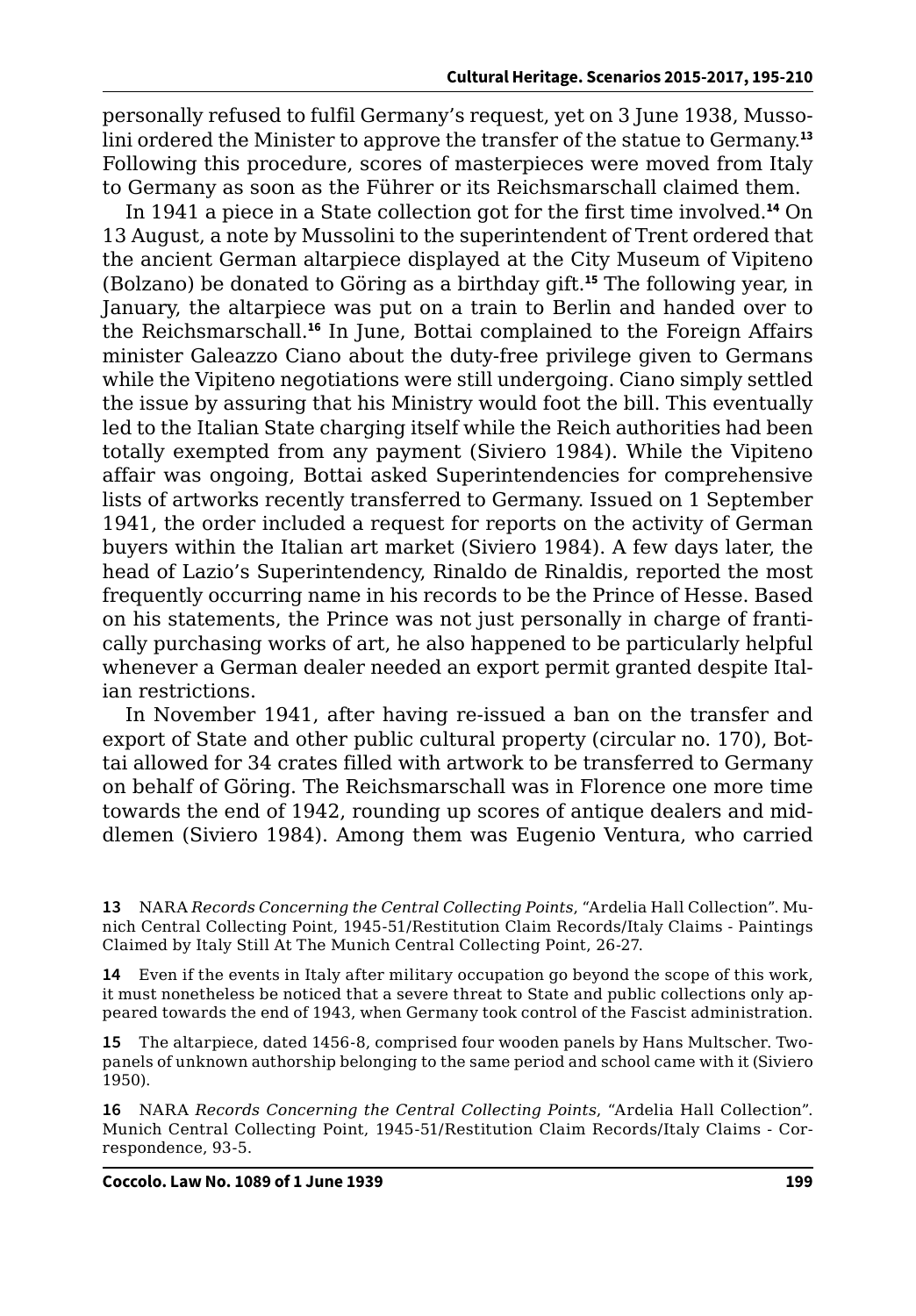personally refused to fulfil Germany's request, yet on 3 June 1938, Mussolini ordered the Minister to approve the transfer of the statue to Germany.[13] Following this procedure, scores of masterpieces were moved from Italy to Germany as soon as the Führer or its Reichsmarschall claimed them.

In 1941 a piece in a State collection got for the first time involved.[14] On 13 August, a note by Mussolini to the superintendent of Trent ordered that the ancient German altarpiece displayed at the City Museum of Vipiteno (Bolzano) be donated to Göring as a birthday gift.[15] The following year, in January, the altarpiece was put on a train to Berlin and handed over to the Reichsmarschall.[16] In June, Bottai complained to the Foreign Affairs minister Galeazzo Ciano about the duty-free privilege given to Germans while the Vipiteno negotiations were still undergoing. Ciano simply settled the issue by assuring that his Ministry would foot the bill. This eventually led to the Italian State charging itself while the Reich authorities had been totally exempted from any payment (Siviero 1984). While the Vipiteno affair was ongoing, Bottai asked Superintendencies for comprehensive lists of artworks recently transferred to Germany. Issued on 1 September 1941, the order included a request for reports on the activity of German buyers within the Italian art market (Siviero 1984). A few days later, the head of Lazio's Superintendency, Rinaldo de Rinaldis, reported the most frequently occurring name in his records to be the Prince of Hesse. Based on his statements, the Prince was not just personally in charge of frantically purchasing works of art, he also happened to be particularly helpful whenever a German dealer needed an export permit granted despite Italian restrictions.

In November 1941, after having re-issued a ban on the transfer and export of State and other public cultural property (circular no. 170), Bottai allowed for 34 crates filled with artwork to be transferred to Germany on behalf of Göring. The Reichsmarschall was in Florence one more time towards the end of 1942, rounding up scores of antique dealers and middlemen (Siviero 1984). Among them was Eugenio Ventura, who carried

---

13 NARA *Records Concerning the Central Collecting Points*, "Ardelia Hall Collection". Munich Central Collecting Point, 1945-51/Restitution Claim Records/Italy Claims - Paintings Claimed by Italy Still At The Munich Central Collecting Point, 26-27.

14 Even if the events in Italy after military occupation go beyond the scope of this work, it must nonetheless be noticed that a severe threat to State and public collections only appeared towards the end of 1943, when Germany took control of the Fascist administration.

15 The altarpiece, dated 1456-8, comprised four wooden panels by Hans Multscher. Two panels of unknown authorship belonging to the same period and school came with it (Siviero 1950).

16 NARA *Records Concerning the Central Collecting Points*, "Ardelia Hall Collection". Munich Central Collecting Point, 1945-51/Restitution Claim Records/Italy Claims - Correspondence, 93-5.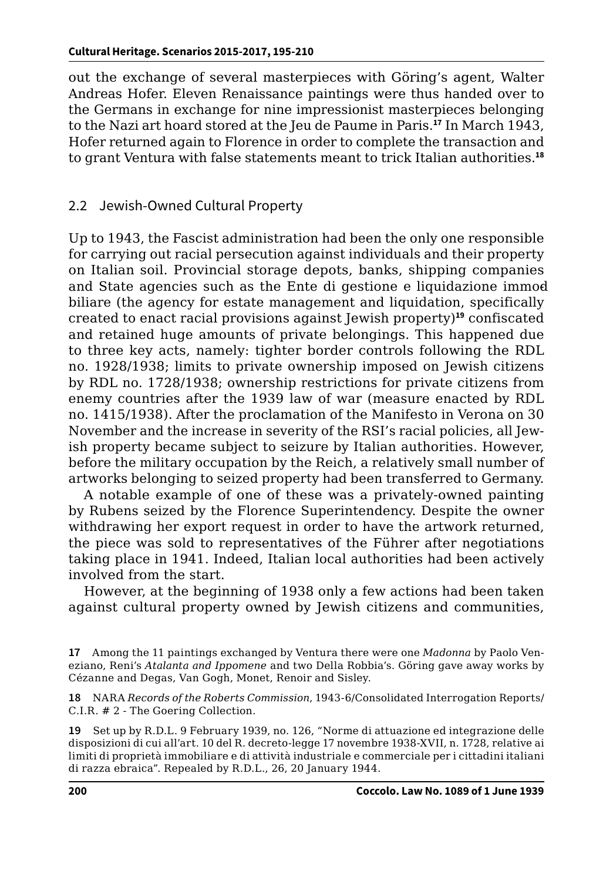out the exchange of several masterpieces with Göring's agent, Walter Andreas Hofer. Eleven Renaissance paintings were thus handed over to the Germans in exchange for nine impressionist masterpieces belonging to the Nazi art hoard stored at the Jeu de Paume in Paris.[17] In March 1943, Hofer returned again to Florence in order to complete the transaction and to grant Ventura with false statements meant to trick Italian authorities.[18]

## 2.2 Jewish-Owned Cultural Property

Up to 1943, the Fascist administration had been the only one responsible for carrying out racial persecution against individuals and their property on Italian soil. Provincial storage depots, banks, shipping companies and State agencies such as the Ente di gestione e liquidazione immobiliare (the agency for estate management and liquidation, specifically created to enact racial provisions against Jewish property)[19] confiscated and retained huge amounts of private belongings. This happened due to three key acts, namely: tighter border controls following the RDL no. 1928/1938; limits to private ownership imposed on Jewish citizens by RDL no. 1728/1938; ownership restrictions for private citizens from enemy countries after the 1939 law of war (measure enacted by RDL no. 1415/1938). After the proclamation of the Manifesto in Verona on 30 November and the increase in severity of the RSI's racial policies, all Jewish property became subject to seizure by Italian authorities. However, before the military occupation by the Reich, a relatively small number of artworks belonging to seized property had been transferred to Germany.

A notable example of one of these was a privately-owned painting by Rubens seized by the Florence Superintendency. Despite the owner withdrawing her export request in order to have the artwork returned, the piece was sold to representatives of the Führer after negotiations taking place in 1941. Indeed, Italian local authorities had been actively involved from the start.

However, at the beginning of 1938 only a few actions had been taken against cultural property owned by Jewish citizens and communities,

---

17 Among the 11 paintings exchanged by Ventura there were one *Madonna* by Paolo Veneziano, Reni's *Atalanta and Ippomene* and two Della Robbia's. Göring gave away works by Cézanne and Degas, Van Gogh, Monet, Renoir and Sisley.

18 NARA *Records of the Roberts Commission*, 1943-6/Consolidated Interrogation Reports/ C.I.R. # 2 - The Goering Collection.

19 Set up by R.D.L. 9 February 1939, no. 126, "Norme di attuazione ed integrazione delle disposizioni di cui all'art. 10 del R. decreto-legge 17 novembre 1938-XVII, n. 1728, relative ai limiti di proprietà immobiliare e di attività industriale e commerciale per i cittadini italiani di razza ebraica". Repealed by R.D.L., 26, 20 January 1944.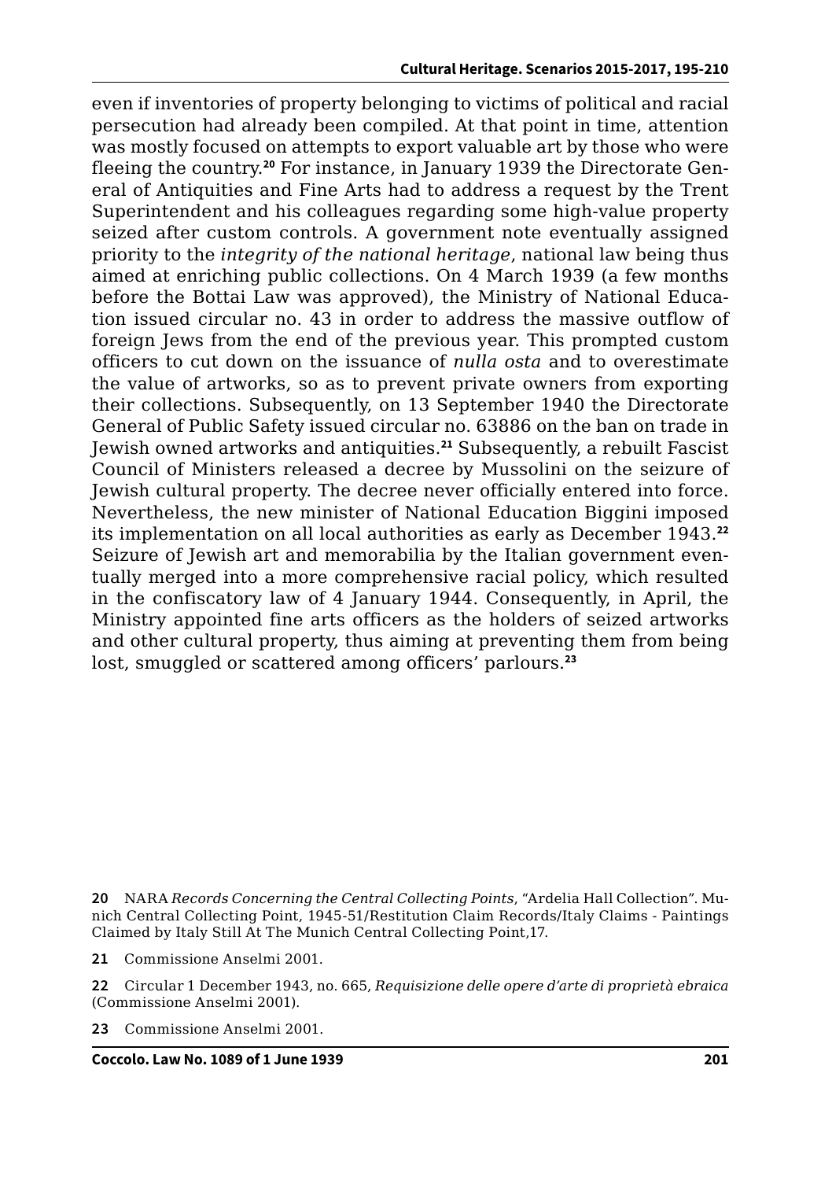even if inventories of property belonging to victims of political and racial persecution had already been compiled. At that point in time, attention was mostly focused on attempts to export valuable art by those who were fleeing the country.[20] For instance, in January 1939 the Directorate General of Antiquities and Fine Arts had to address a request by the Trent Superintendent and his colleagues regarding some high-value property seized after custom controls. A government note eventually assigned priority to the *integrity of the national heritage*, national law being thus aimed at enriching public collections. On 4 March 1939 (a few months before the Bottai Law was approved), the Ministry of National Education issued circular no. 43 in order to address the massive outflow of foreign Jews from the end of the previous year. This prompted custom officers to cut down on the issuance of *nulla osta* and to overestimate the value of artworks, so as to prevent private owners from exporting their collections. Subsequently, on 13 September 1940 the Directorate General of Public Safety issued circular no. 63886 on the ban on trade in Jewish owned artworks and antiquities.[21] Subsequently, a rebuilt Fascist Council of Ministers released a decree by Mussolini on the seizure of Jewish cultural property. The decree never officially entered into force. Nevertheless, the new minister of National Education Biggini imposed its implementation on all local authorities as early as December 1943.[22] Seizure of Jewish art and memorabilia by the Italian government eventually merged into a more comprehensive racial policy, which resulted in the confiscatory law of 4 January 1944. Consequently, in April, the Ministry appointed fine arts officers as the holders of seized artworks and other cultural property, thus aiming at preventing them from being lost, smuggled or scattered among officers' parlours.[23]

**20** NARA *Records Concerning the Central Collecting Points*, "Ardelia Hall Collection". Munich Central Collecting Point, 1945-51/Restitution Claim Records/Italy Claims - Paintings Claimed by Italy Still At The Munich Central Collecting Point,17.

**21** Commissione Anselmi 2001.

**22** Circular 1 December 1943, no. 665, *Requisizione delle opere d'arte di proprietà ebraica* (Commissione Anselmi 2001).

**23** Commissione Anselmi 2001.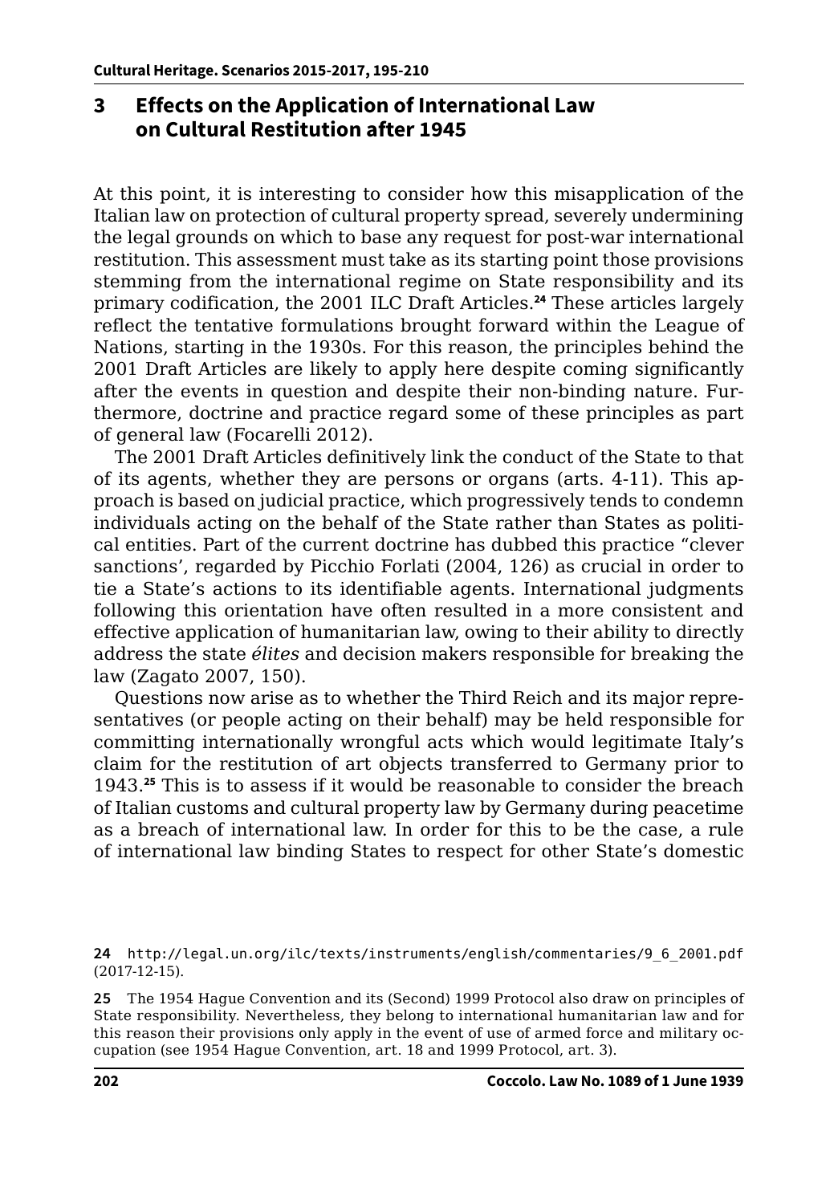## 3 Effects on the Application of International Law on Cultural Restitution after 1945

At this point, it is interesting to consider how this misapplication of the Italian law on protection of cultural property spread, severely undermining the legal grounds on which to base any request for post-war international restitution. This assessment must take as its starting point those provisions stemming from the international regime on State responsibility and its primary codification, the 2001 ILC Draft Articles.[24] These articles largely reflect the tentative formulations brought forward within the League of Nations, starting in the 1930s. For this reason, the principles behind the 2001 Draft Articles are likely to apply here despite coming significantly after the events in question and despite their non-binding nature. Furthermore, doctrine and practice regard some of these principles as part of general law (Focarelli 2012).

The 2001 Draft Articles definitively link the conduct of the State to that of its agents, whether they are persons or organs (arts. 4-11). This approach is based on judicial practice, which progressively tends to condemn individuals acting on the behalf of the State rather than States as political entities. Part of the current doctrine has dubbed this practice "clever sanctions', regarded by Picchio Forlati (2004, 126) as crucial in order to tie a State's actions to its identifiable agents. International judgments following this orientation have often resulted in a more consistent and effective application of humanitarian law, owing to their ability to directly address the state *élites* and decision makers responsible for breaking the law (Zagato 2007, 150).

Questions now arise as to whether the Third Reich and its major representatives (or people acting on their behalf) may be held responsible for committing internationally wrongful acts which would legitimate Italy's claim for the restitution of art objects transferred to Germany prior to 1943.[25] This is to assess if it would be reasonable to consider the breach of Italian customs and cultural property law by Germany during peacetime as a breach of international law. In order for this to be the case, a rule of international law binding States to respect for other State's domestic

---

**24** http://legal.un.org/ilc/texts/instruments/english/commentaries/9_6_2001.pdf (2017-12-15).

**25** The 1954 Hague Convention and its (Second) 1999 Protocol also draw on principles of State responsibility. Nevertheless, they belong to international humanitarian law and for this reason their provisions only apply in the event of use of armed force and military occupation (see 1954 Hague Convention, art. 18 and 1999 Protocol, art. 3).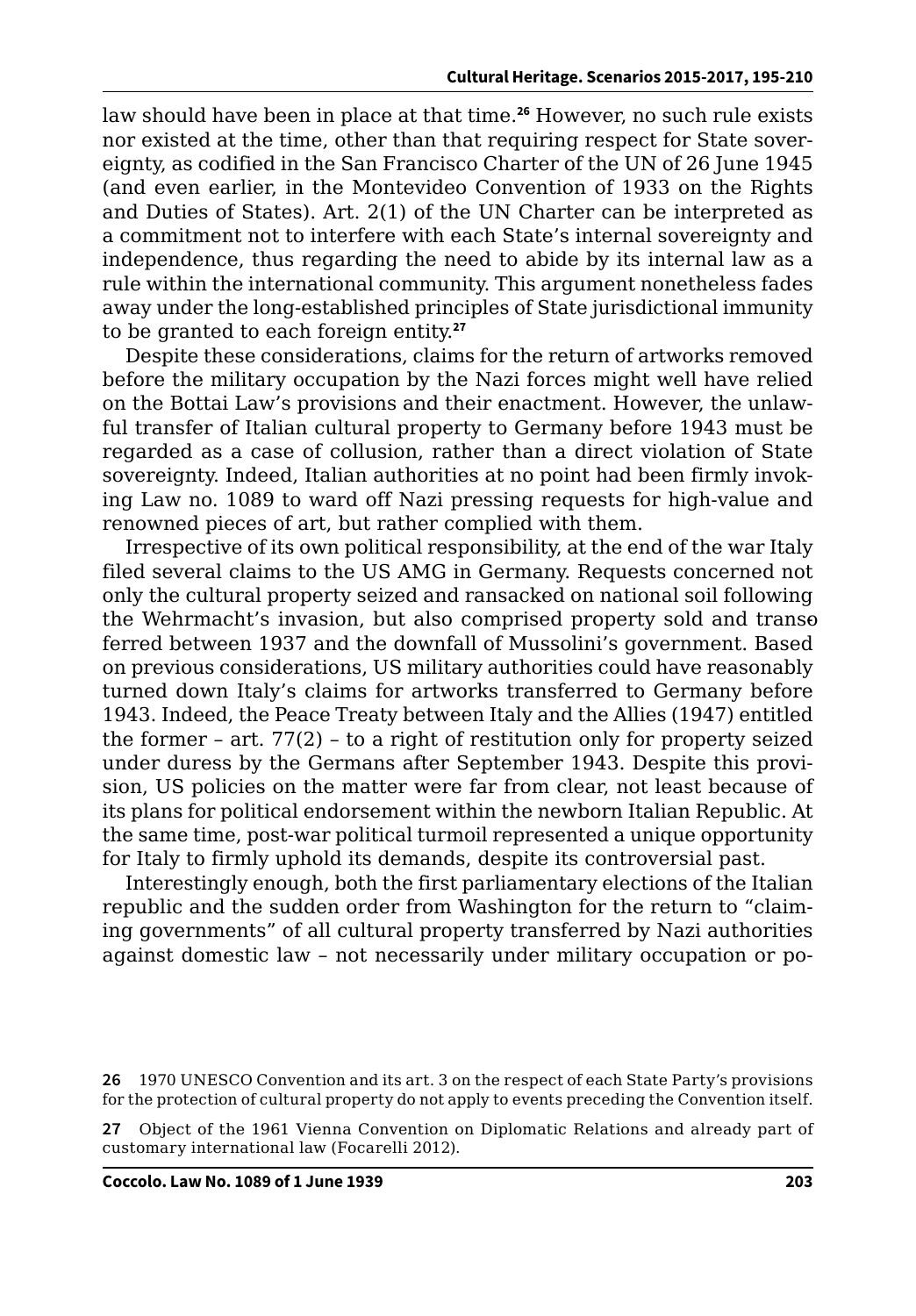law should have been in place at that time.[26] However, no such rule exists nor existed at the time, other than that requiring respect for State sovereignty, as codified in the San Francisco Charter of the UN of 26 June 1945 (and even earlier, in the Montevideo Convention of 1933 on the Rights and Duties of States). Art. 2(1) of the UN Charter can be interpreted as a commitment not to interfere with each State's internal sovereignty and independence, thus regarding the need to abide by its internal law as a rule within the international community. This argument nonetheless fades away under the long-established principles of State jurisdictional immunity to be granted to each foreign entity.[27]

Despite these considerations, claims for the return of artworks removed before the military occupation by the Nazi forces might well have relied on the Bottai Law's provisions and their enactment. However, the unlawful transfer of Italian cultural property to Germany before 1943 must be regarded as a case of collusion, rather than a direct violation of State sovereignty. Indeed, Italian authorities at no point had been firmly invoking Law no. 1089 to ward off Nazi pressing requests for high-value and renowned pieces of art, but rather complied with them.

Irrespective of its own political responsibility, at the end of the war Italy filed several claims to the US AMG in Germany. Requests concerned not only the cultural property seized and ransacked on national soil following the Wehrmacht's invasion, but also comprised property sold and transferred between 1937 and the downfall of Mussolini's government. Based on previous considerations, US military authorities could have reasonably turned down Italy's claims for artworks transferred to Germany before 1943. Indeed, the Peace Treaty between Italy and the Allies (1947) entitled the former – art. 77(2) – to a right of restitution only for property seized under duress by the Germans after September 1943. Despite this provision, US policies on the matter were far from clear, not least because of its plans for political endorsement within the newborn Italian Republic. At the same time, post-war political turmoil represented a unique opportunity for Italy to firmly uphold its demands, despite its controversial past.

Interestingly enough, both the first parliamentary elections of the Italian republic and the sudden order from Washington for the return to "claiming governments" of all cultural property transferred by Nazi authorities against domestic law – not necessarily under military occupation or po-

26 1970 UNESCO Convention and its art. 3 on the respect of each State Party's provisions for the protection of cultural property do not apply to events preceding the Convention itself.

27 Object of the 1961 Vienna Convention on Diplomatic Relations and already part of customary international law (Focarelli 2012).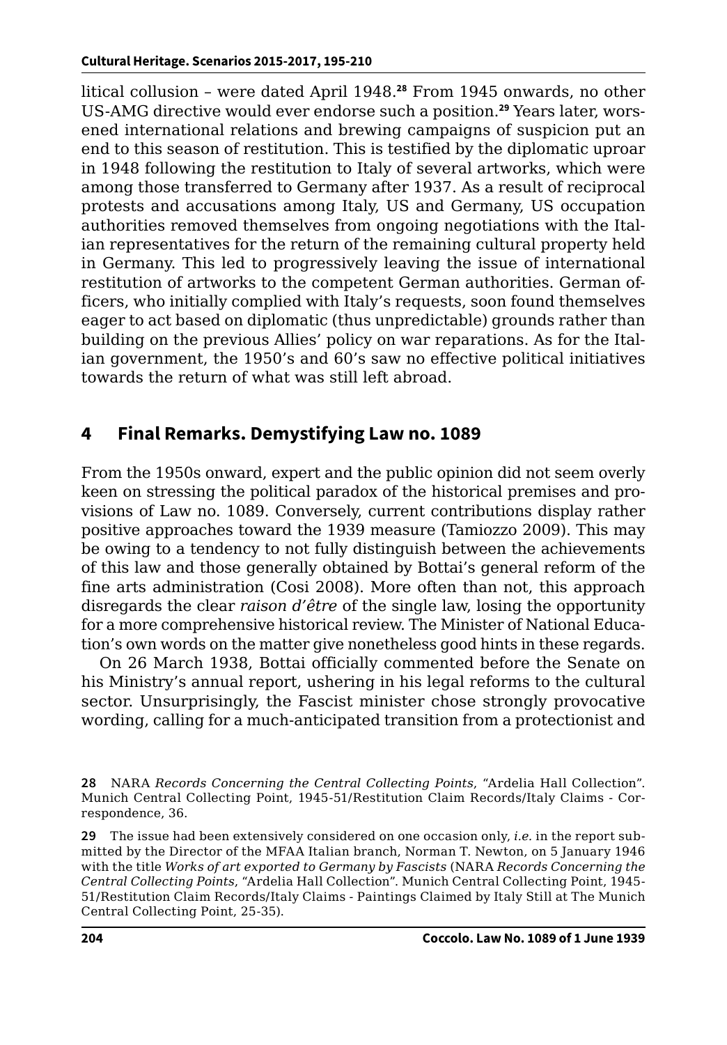litical collusion – were dated April 1948.[28] From 1945 onwards, no other US-AMG directive would ever endorse such a position.[29] Years later, worsened international relations and brewing campaigns of suspicion put an end to this season of restitution. This is testified by the diplomatic uproar in 1948 following the restitution to Italy of several artworks, which were among those transferred to Germany after 1937. As a result of reciprocal protests and accusations among Italy, US and Germany, US occupation authorities removed themselves from ongoing negotiations with the Italian representatives for the return of the remaining cultural property held in Germany. This led to progressively leaving the issue of international restitution of artworks to the competent German authorities. German officers, who initially complied with Italy's requests, soon found themselves eager to act based on diplomatic (thus unpredictable) grounds rather than building on the previous Allies' policy on war reparations. As for the Italian government, the 1950's and 60's saw no effective political initiatives towards the return of what was still left abroad.

## 4 Final Remarks. Demystifying Law no. 1089

From the 1950s onward, expert and the public opinion did not seem overly keen on stressing the political paradox of the historical premises and provisions of Law no. 1089. Conversely, current contributions display rather positive approaches toward the 1939 measure (Tamiozzo 2009). This may be owing to a tendency to not fully distinguish between the achievements of this law and those generally obtained by Bottai's general reform of the fine arts administration (Cosi 2008). More often than not, this approach disregards the clear *raison d'être* of the single law, losing the opportunity for a more comprehensive historical review. The Minister of National Education's own words on the matter give nonetheless good hints in these regards.

On 26 March 1938, Bottai officially commented before the Senate on his Ministry's annual report, ushering in his legal reforms to the cultural sector. Unsurprisingly, the Fascist minister chose strongly provocative wording, calling for a much-anticipated transition from a protectionist and

---

28 NARA *Records Concerning the Central Collecting Points*, "Ardelia Hall Collection". Munich Central Collecting Point, 1945-51/Restitution Claim Records/Italy Claims - Correspondence, 36.

29 The issue had been extensively considered on one occasion only, *i.e.* in the report submitted by the Director of the MFAA Italian branch, Norman T. Newton, on 5 January 1946 with the title *Works of art exported to Germany by Fascists* (NARA *Records Concerning the Central Collecting Points*, "Ardelia Hall Collection". Munich Central Collecting Point, 1945-51/Restitution Claim Records/Italy Claims - Paintings Claimed by Italy Still at The Munich Central Collecting Point, 25-35).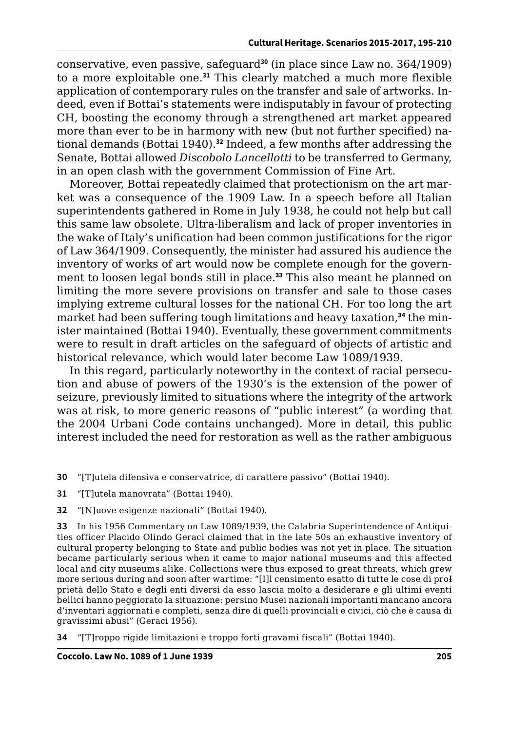conservative, even passive, safeguard[30] (in place since Law no. 364/1909) to a more exploitable one.[31] This clearly matched a much more flexible application of contemporary rules on the transfer and sale of artworks. Indeed, even if Bottai's statements were indisputably in favour of protecting CH, boosting the economy through a strengthened art market appeared more than ever to be in harmony with new (but not further specified) national demands (Bottai 1940).[32] Indeed, a few months after addressing the Senate, Bottai allowed *Discobolo Lancellotti* to be transferred to Germany, in an open clash with the government Commission of Fine Art.

Moreover, Bottai repeatedly claimed that protectionism on the art market was a consequence of the 1909 Law. In a speech before all Italian superintendents gathered in Rome in July 1938, he could not help but call this same law obsolete. Ultra-liberalism and lack of proper inventories in the wake of Italy's unification had been common justifications for the rigor of Law 364/1909. Consequently, the minister had assured his audience the inventory of works of art would now be complete enough for the government to loosen legal bonds still in place.[33] This also meant he planned on limiting the more severe provisions on transfer and sale to those cases implying extreme cultural losses for the national CH. For too long the art market had been suffering tough limitations and heavy taxation,[34] the minister maintained (Bottai 1940). Eventually, these government commitments were to result in draft articles on the safeguard of objects of artistic and historical relevance, which would later become Law 1089/1939.

In this regard, particularly noteworthy in the context of racial persecution and abuse of powers of the 1930's is the extension of the power of seizure, previously limited to situations where the integrity of the artwork was at risk, to more generic reasons of "public interest" (a wording that the 2004 Urbani Code contains unchanged). More in detail, this public interest included the need for restoration as well as the rather ambiguous

30 "[T]utela difensiva e conservatrice, di carattere passivo" (Bottai 1940).

31 "[T]utela manovrata" (Bottai 1940).

32 "[N]uove esigenze nazionali" (Bottai 1940).

33 In his 1956 Commentary on Law 1089/1939, the Calabria Superintendence of Antiquities officer Placido Olindo Geraci claimed that in the late 50s an exhaustive inventory of cultural property belonging to State and public bodies was not yet in place. The situation became particularly serious when it came to major national museums and this affected local and city museums alike. Collections were thus exposed to great threats, which grew more serious during and soon after wartime: "[I]l censimento esatto di tutte le cose di proprietà dello Stato e degli enti diversi da esso lascia molto a desiderare e gli ultimi eventi bellici hanno peggiorato la situazione: persino Musei nazionali importanti mancano ancora d'inventari aggiornati e completi, senza dire di quelli provinciali e civici, ciò che è causa di gravissimi abusi" (Geraci 1956).

34 "[T]roppo rigide limitazioni e troppo forti gravami fiscali" (Bottai 1940).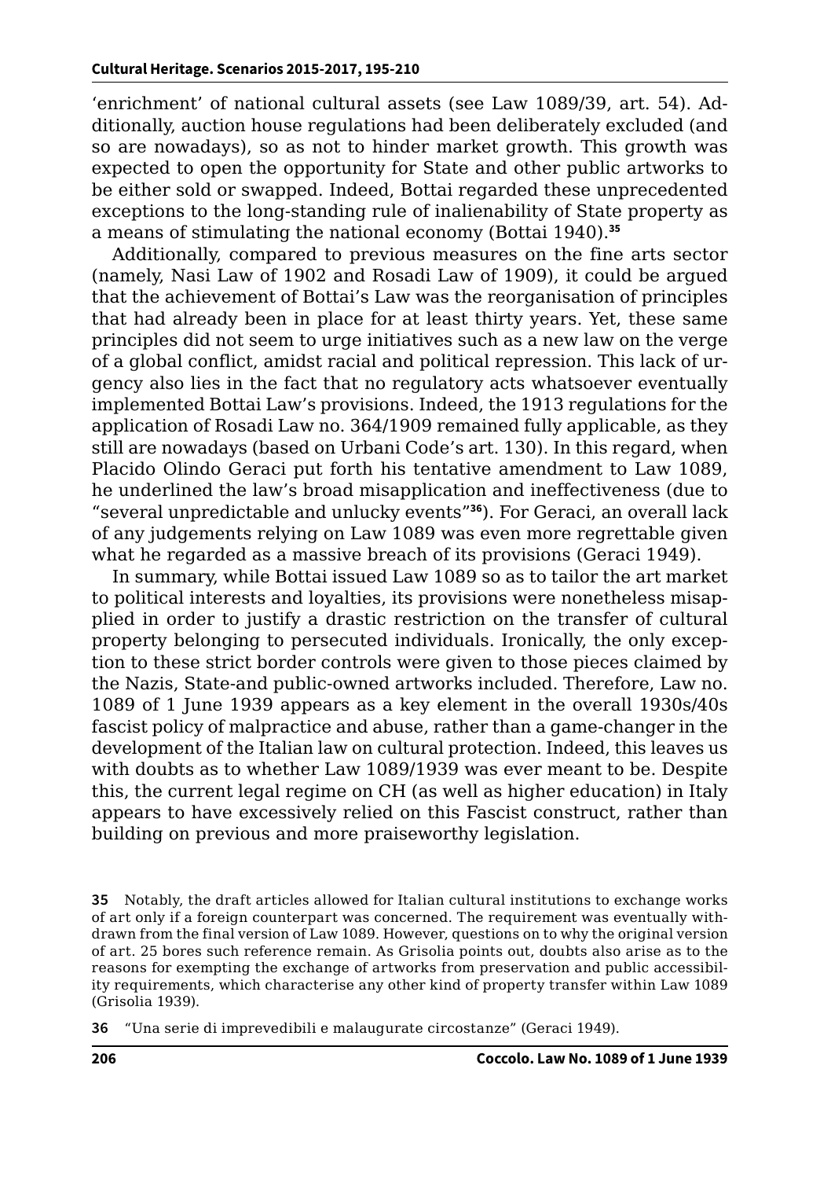'enrichment' of national cultural assets (see Law 1089/39, art. 54). Additionally, auction house regulations had been deliberately excluded (and so are nowadays), so as not to hinder market growth. This growth was expected to open the opportunity for State and other public artworks to be either sold or swapped. Indeed, Bottai regarded these unprecedented exceptions to the long-standing rule of inalienability of State property as a means of stimulating the national economy (Bottai 1940).[35]

Additionally, compared to previous measures on the fine arts sector (namely, Nasi Law of 1902 and Rosadi Law of 1909), it could be argued that the achievement of Bottai's Law was the reorganisation of principles that had already been in place for at least thirty years. Yet, these same principles did not seem to urge initiatives such as a new law on the verge of a global conflict, amidst racial and political repression. This lack of urgency also lies in the fact that no regulatory acts whatsoever eventually implemented Bottai Law's provisions. Indeed, the 1913 regulations for the application of Rosadi Law no. 364/1909 remained fully applicable, as they still are nowadays (based on Urbani Code's art. 130). In this regard, when Placido Olindo Geraci put forth his tentative amendment to Law 1089, he underlined the law's broad misapplication and ineffectiveness (due to "several unpredictable and unlucky events"[36]). For Geraci, an overall lack of any judgements relying on Law 1089 was even more regrettable given what he regarded as a massive breach of its provisions (Geraci 1949).

In summary, while Bottai issued Law 1089 so as to tailor the art market to political interests and loyalties, its provisions were nonetheless misapplied in order to justify a drastic restriction on the transfer of cultural property belonging to persecuted individuals. Ironically, the only exception to these strict border controls were given to those pieces claimed by the Nazis, State-and public-owned artworks included. Therefore, Law no. 1089 of 1 June 1939 appears as a key element in the overall 1930s/40s fascist policy of malpractice and abuse, rather than a game-changer in the development of the Italian law on cultural protection. Indeed, this leaves us with doubts as to whether Law 1089/1939 was ever meant to be. Despite this, the current legal regime on CH (as well as higher education) in Italy appears to have excessively relied on this Fascist construct, rather than building on previous and more praiseworthy legislation.

**35** Notably, the draft articles allowed for Italian cultural institutions to exchange works of art only if a foreign counterpart was concerned. The requirement was eventually withdrawn from the final version of Law 1089. However, questions on to why the original version of art. 25 bores such reference remain. As Grisolia points out, doubts also arise as to the reasons for exempting the exchange of artworks from preservation and public accessibility requirements, which characterise any other kind of property transfer within Law 1089 (Grisolia 1939).

**36** "Una serie di imprevedibili e malaugurate circostanze" (Geraci 1949).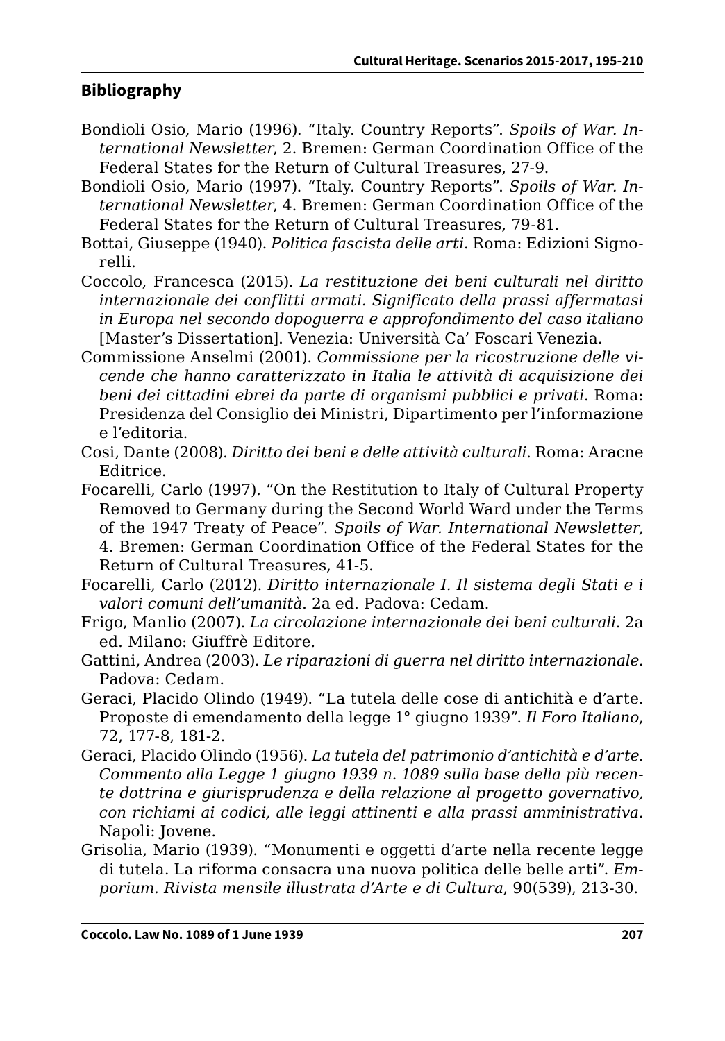## Bibliography

Bondioli Osio, Mario (1996). "Italy. Country Reports". *Spoils of War. International Newsletter*, 2. Bremen: German Coordination Office of the Federal States for the Return of Cultural Treasures, 27-9.

Bondioli Osio, Mario (1997). "Italy. Country Reports". *Spoils of War. International Newsletter*, 4. Bremen: German Coordination Office of the Federal States for the Return of Cultural Treasures, 79-81.

Bottai, Giuseppe (1940). *Politica fascista delle arti*. Roma: Edizioni Signorelli.

Coccolo, Francesca (2015). *La restituzione dei beni culturali nel diritto internazionale dei conflitti armati. Significato della prassi affermatasi in Europa nel secondo dopoguerra e approfondimento del caso italiano* [Master's Dissertation]. Venezia: Università Ca' Foscari Venezia.

Commissione Anselmi (2001). *Commissione per la ricostruzione delle vicende che hanno caratterizzato in Italia le attività di acquisizione dei beni dei cittadini ebrei da parte di organismi pubblici e privati*. Roma: Presidenza del Consiglio dei Ministri, Dipartimento per l'informazione e l'editoria.

Cosi, Dante (2008). *Diritto dei beni e delle attività culturali*. Roma: Aracne Editrice.

Focarelli, Carlo (1997). "On the Restitution to Italy of Cultural Property Removed to Germany during the Second World Ward under the Terms of the 1947 Treaty of Peace". *Spoils of War. International Newsletter*, 4. Bremen: German Coordination Office of the Federal States for the Return of Cultural Treasures, 41-5.

Focarelli, Carlo (2012). *Diritto internazionale I. Il sistema degli Stati e i valori comuni dell'umanità*. 2a ed. Padova: Cedam.

Frigo, Manlio (2007). *La circolazione internazionale dei beni culturali*. 2a ed. Milano: Giuffrè Editore.

Gattini, Andrea (2003). *Le riparazioni di guerra nel diritto internazionale*. Padova: Cedam.

Geraci, Placido Olindo (1949). "La tutela delle cose di antichità e d'arte. Proposte di emendamento della legge 1° giugno 1939". *Il Foro Italiano*, 72, 177-8, 181-2.

Geraci, Placido Olindo (1956). *La tutela del patrimonio d'antichità e d'arte. Commento alla Legge 1 giugno 1939 n. 1089 sulla base della più recente dottrina e giurisprudenza e della relazione al progetto governativo, con richiami ai codici, alle leggi attinenti e alla prassi amministrativa*. Napoli: Jovene.

Grisolia, Mario (1939). "Monumenti e oggetti d'arte nella recente legge di tutela. La riforma consacra una nuova politica delle belle arti". *Emporium. Rivista mensile illustrata d'Arte e di Cultura*, 90(539), 213-30.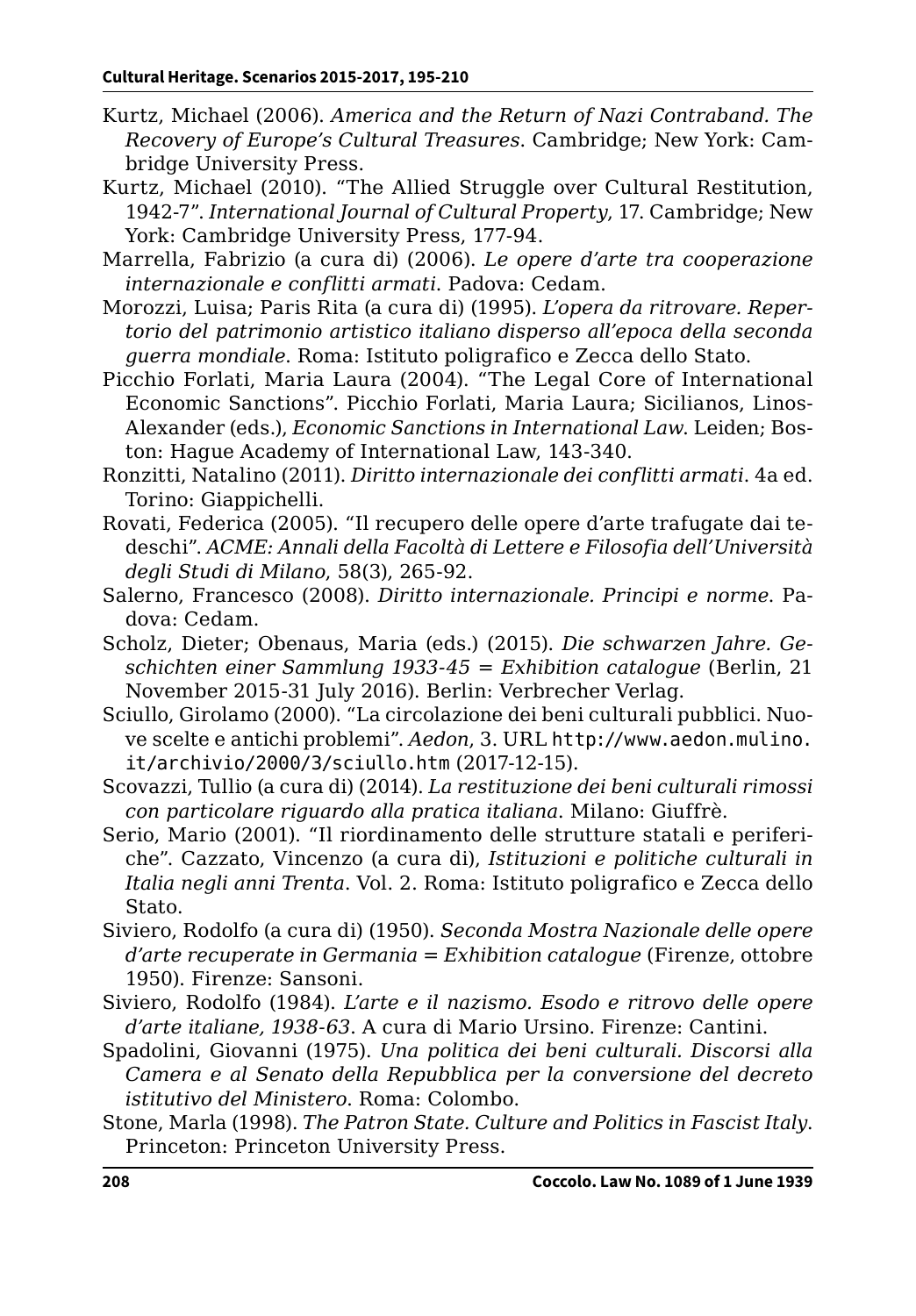Kurtz, Michael (2006). *America and the Return of Nazi Contraband. The Recovery of Europe's Cultural Treasures*. Cambridge; New York: Cambridge University Press.

Kurtz, Michael (2010). "The Allied Struggle over Cultural Restitution, 1942-7". *International Journal of Cultural Property*, 17. Cambridge; New York: Cambridge University Press, 177-94.

Marrella, Fabrizio (a cura di) (2006). *Le opere d'arte tra cooperazione internazionale e conflitti armati*. Padova: Cedam.

Morozzi, Luisa; Paris Rita (a cura di) (1995). *L'opera da ritrovare. Repertorio del patrimonio artistico italiano disperso all'epoca della seconda guerra mondiale*. Roma: Istituto poligrafico e Zecca dello Stato.

Picchio Forlati, Maria Laura (2004). "The Legal Core of International Economic Sanctions". Picchio Forlati, Maria Laura; Sicilianos, Linos-Alexander (eds.), *Economic Sanctions in International Law*. Leiden; Boston: Hague Academy of International Law, 143-340.

Ronzitti, Natalino (2011). *Diritto internazionale dei conflitti armati*. 4a ed. Torino: Giappichelli.

Rovati, Federica (2005). "Il recupero delle opere d'arte trafugate dai tedeschi". *ACME: Annali della Facoltà di Lettere e Filosofia dell'Università degli Studi di Milano*, 58(3), 265-92.

Salerno, Francesco (2008). *Diritto internazionale. Principi e norme*. Padova: Cedam.

Scholz, Dieter; Obenaus, Maria (eds.) (2015). *Die schwarzen Jahre. Geschichten einer Sammlung 1933-45 = Exhibition catalogue* (Berlin, 21 November 2015-31 July 2016). Berlin: Verbrecher Verlag.

Sciullo, Girolamo (2000). "La circolazione dei beni culturali pubblici. Nuove scelte e antichi problemi". *Aedon*, 3. URL http://www.aedon.mulino.it/archivio/2000/3/sciullo.htm (2017-12-15).

Scovazzi, Tullio (a cura di) (2014). *La restituzione dei beni culturali rimossi con particolare riguardo alla pratica italiana*. Milano: Giuffrè.

Serio, Mario (2001). "Il riordinamento delle strutture statali e periferiche". Cazzato, Vincenzo (a cura di), *Istituzioni e politiche culturali in Italia negli anni Trenta*. Vol. 2. Roma: Istituto poligrafico e Zecca dello Stato.

Siviero, Rodolfo (a cura di) (1950). *Seconda Mostra Nazionale delle opere d'arte recuperate in Germania = Exhibition catalogue* (Firenze, ottobre 1950). Firenze: Sansoni.

Siviero, Rodolfo (1984). *L'arte e il nazismo. Esodo e ritrovo delle opere d'arte italiane, 1938-63*. A cura di Mario Ursino. Firenze: Cantini.

Spadolini, Giovanni (1975). *Una politica dei beni culturali. Discorsi alla Camera e al Senato della Repubblica per la conversione del decreto istitutivo del Ministero*. Roma: Colombo.

Stone, Marla (1998). *The Patron State. Culture and Politics in Fascist Italy*. Princeton: Princeton University Press.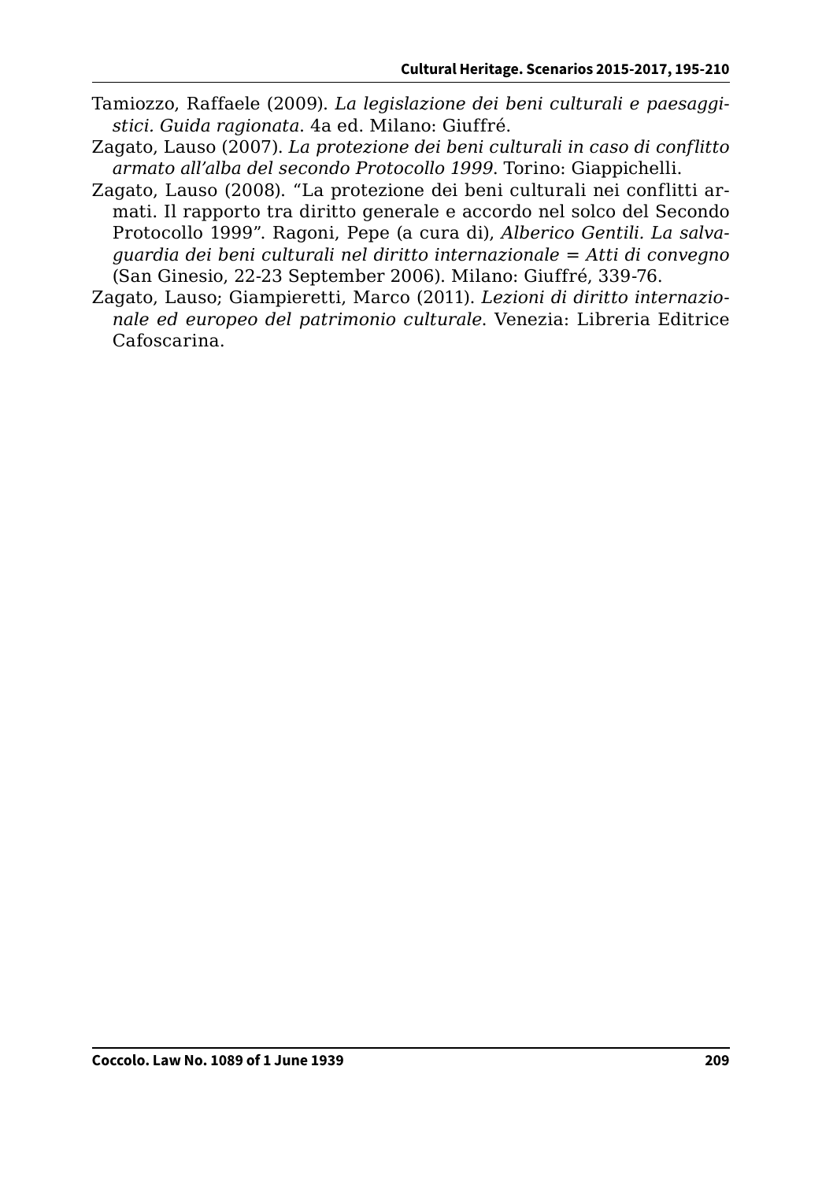Tamiozzo, Raffaele (2009). *La legislazione dei beni culturali e paesaggistici. Guida ragionata*. 4a ed. Milano: Giuffré.

Zagato, Lauso (2007). *La protezione dei beni culturali in caso di conflitto armato all'alba del secondo Protocollo 1999*. Torino: Giappichelli.

Zagato, Lauso (2008). "La protezione dei beni culturali nei conflitti armati. Il rapporto tra diritto generale e accordo nel solco del Secondo Protocollo 1999". Ragoni, Pepe (a cura di), *Alberico Gentili. La salvaguardia dei beni culturali nel diritto internazionale = Atti di convegno* (San Ginesio, 22-23 September 2006). Milano: Giuffré, 339-76.

Zagato, Lauso; Giampieretti, Marco (2011). *Lezioni di diritto internazionale ed europeo del patrimonio culturale*. Venezia: Libreria Editrice Cafoscarina.